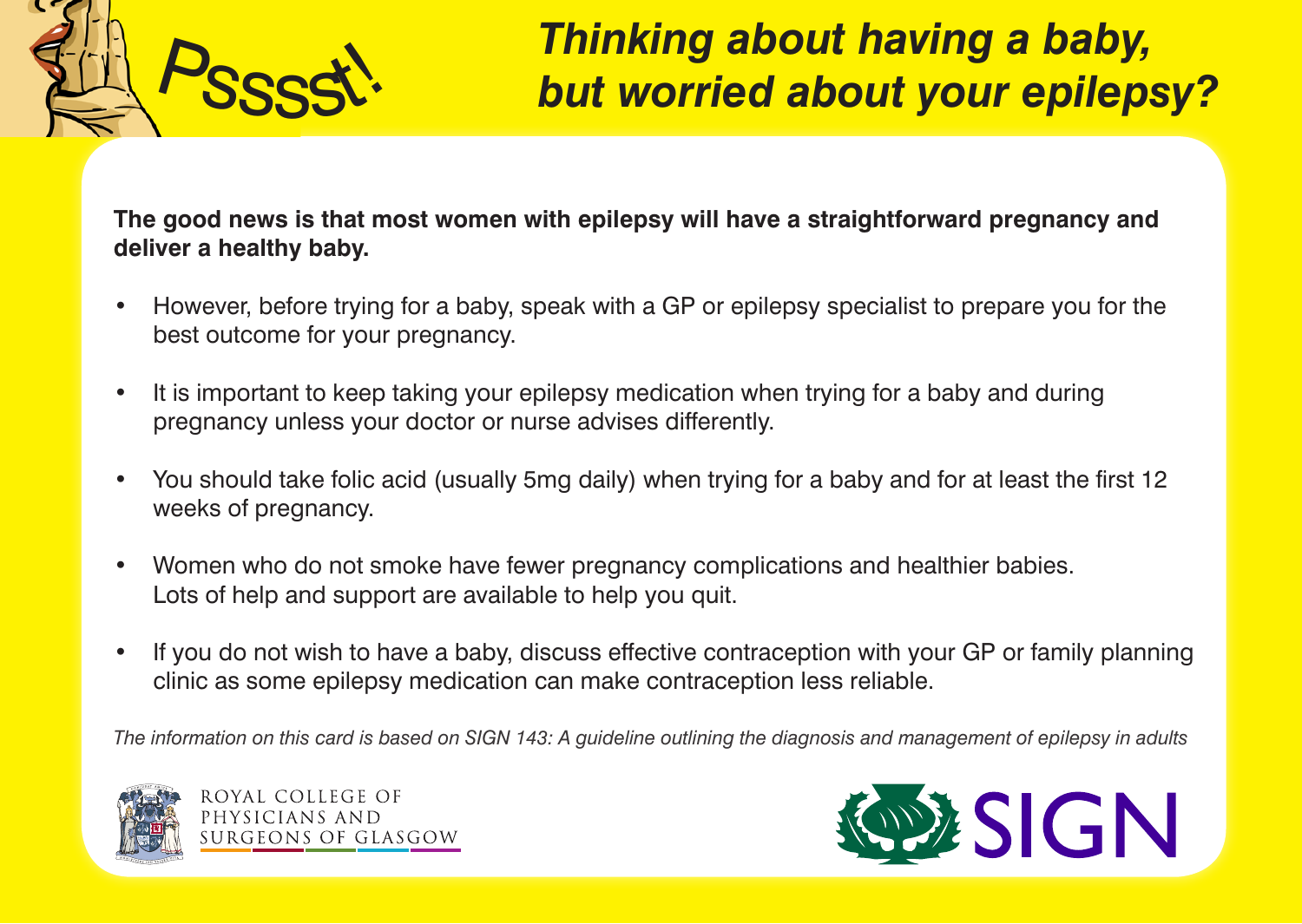Psssst!

# *Thinking about having a baby, but worried about your epilepsy?*

**The good news is that most women with epilepsy will have a straightforward pregnancy and deliver a healthy baby.**

- However, before trying for a baby, speak with a GP or epilepsy specialist to prepare you for the best outcome for your pregnancy.
- It is important to keep taking your epilepsy medication when trying for a baby and during pregnancy unless your doctor or nurse advises differently.
- You should take folic acid (usually 5mg daily) when trying for a baby and for at least the first 12 weeks of pregnancy.
- Women who do not smoke have fewer pregnancy complications and healthier babies. Lots of help and support are available to help you quit.
- If you do not wish to have a baby, discuss effective contraception with your GP or family planning clinic as some epilepsy medication can make contraception less reliable.

*The information on this card is based on SIGN 143: A guideline outlining the diagnosis and management of epilepsy in adults*

ROYAL COLLEGE OF PHYSICIANS AND SURGEONS OF GLASGOW

SIGN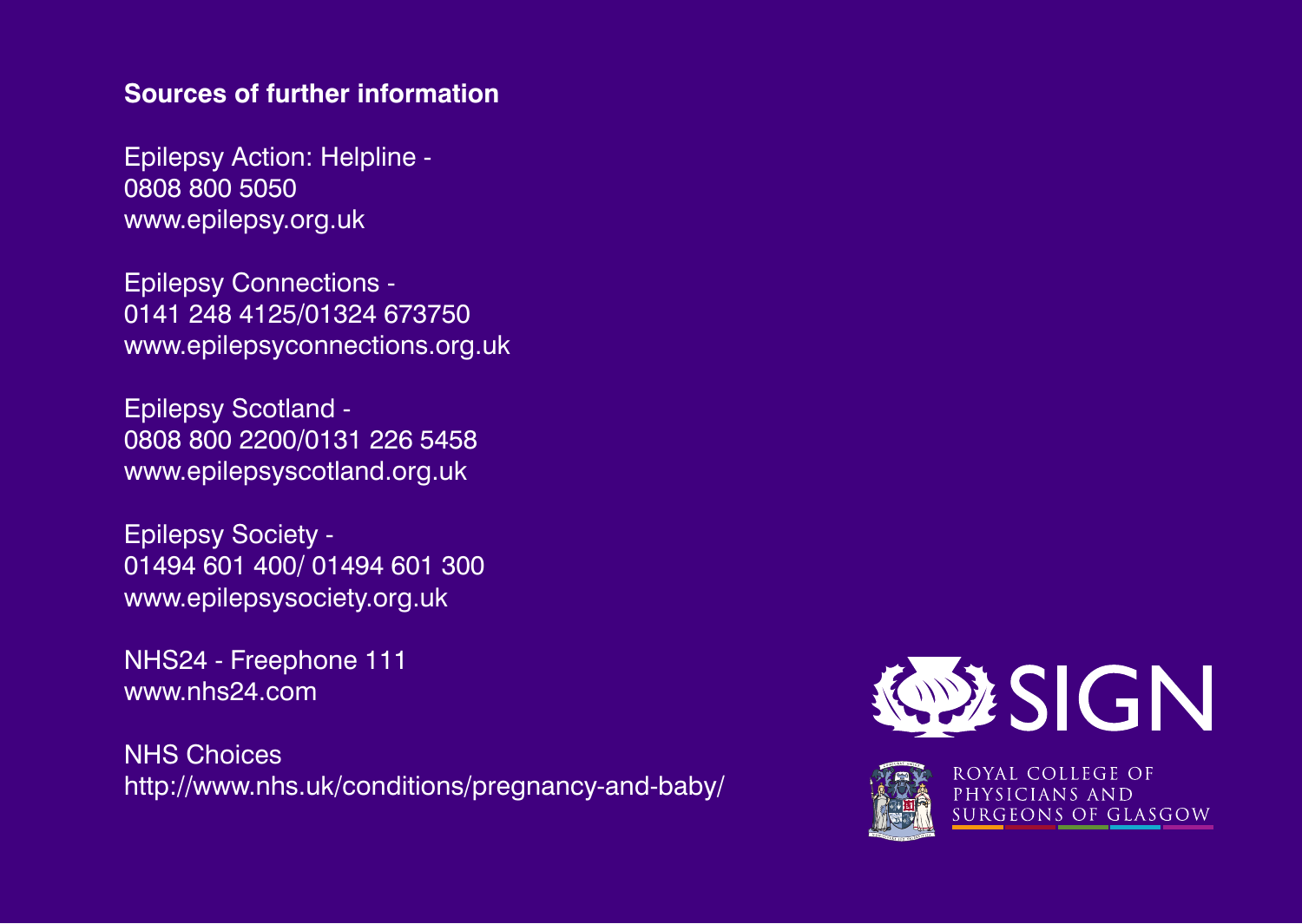## Sources of further information

Epilepsy Action: Helpline -
0808 800 5050
www.epilepsy.org.uk

Epilepsy Connections -
0141 248 4125/01324 673750
www.epilepsyconnections.org.uk

Epilepsy Scotland -
0808 800 2200/0131 226 5458
www.epilepsyscotland.org.uk

Epilepsy Society -
01494 601 400/ 01494 601 300
www.epilepsysociety.org.uk

NHS24 - Freephone 111
www.nhs24.com

NHS Choices
http://www.nhs.uk/conditions/pregnancy-and-baby/

SIGN

ROYAL COLLEGE OF PHYSICIANS AND SURGEONS OF GLASGOW